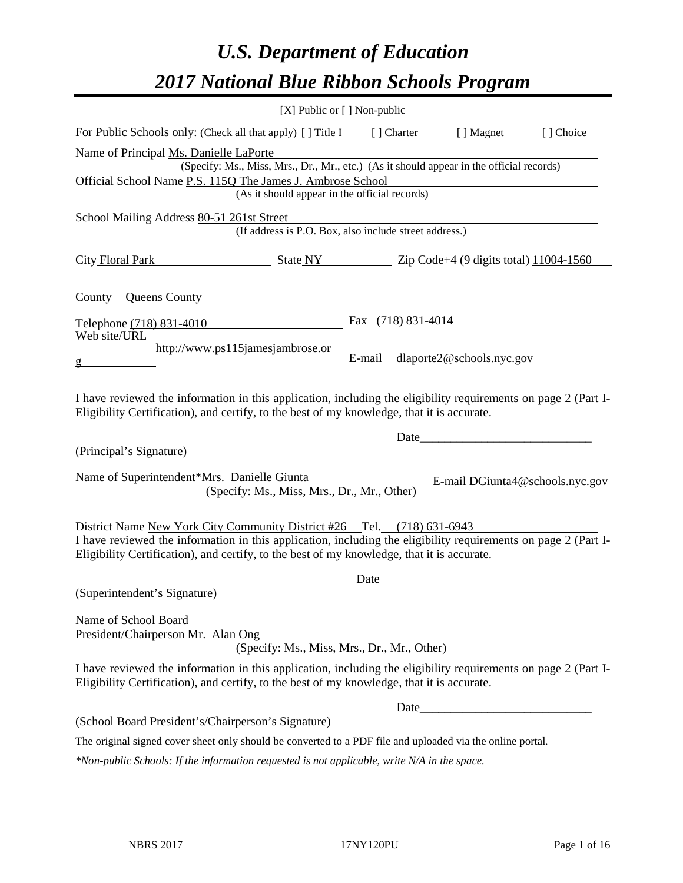# *U.S. Department of Education*

# *2017 National Blue Ribbon Schools Program*

[X] Public or [ ] Non-public

For Public Schools only: (Check all that apply) [ ] Title I [ ] Charter [ ] Magnet [ ] Choice

Name of Principal Ms. Danielle LaPorte
(Specify: Ms., Miss, Mrs., Dr., Mr., etc.) (As it should appear in the official records)

Official School Name P.S. 115Q The James J. Ambrose School
(As it should appear in the official records)

School Mailing Address 80-51 261st Street
(If address is P.O. Box, also include street address.)

City Floral Park State NY Zip Code+4 (9 digits total) 11004-1560

County Queens County

Telephone (718) 831-4010 Fax (718) 831-4014

Web site/URL http://www.ps115jamesjambrose.org E-mail dlaporte2@schools.nyc.gov

I have reviewed the information in this application, including the eligibility requirements on page 2 (Part I-Eligibility Certification), and certify, to the best of my knowledge, that it is accurate.

_______________________________________________ Date____________________________

(Principal's Signature)

Name of Superintendent*Mrs. Danielle Giunta E-mail DGiunta4@schools.nyc.gov
(Specify: Ms., Miss, Mrs., Dr., Mr., Other)

District Name New York City Community District #26 Tel. (718) 631-6943

I have reviewed the information in this application, including the eligibility requirements on page 2 (Part I-Eligibility Certification), and certify, to the best of my knowledge, that it is accurate.

_______________________________________________ Date____________________________

(Superintendent's Signature)

Name of School Board
President/Chairperson Mr. Alan Ong
(Specify: Ms., Miss, Mrs., Dr., Mr., Other)

I have reviewed the information in this application, including the eligibility requirements on page 2 (Part I-Eligibility Certification), and certify, to the best of my knowledge, that it is accurate.

_______________________________________________ Date____________________________

(School Board President's/Chairperson's Signature)

The original signed cover sheet only should be converted to a PDF file and uploaded via the online portal.

*\*Non-public Schools: If the information requested is not applicable, write N/A in the space.*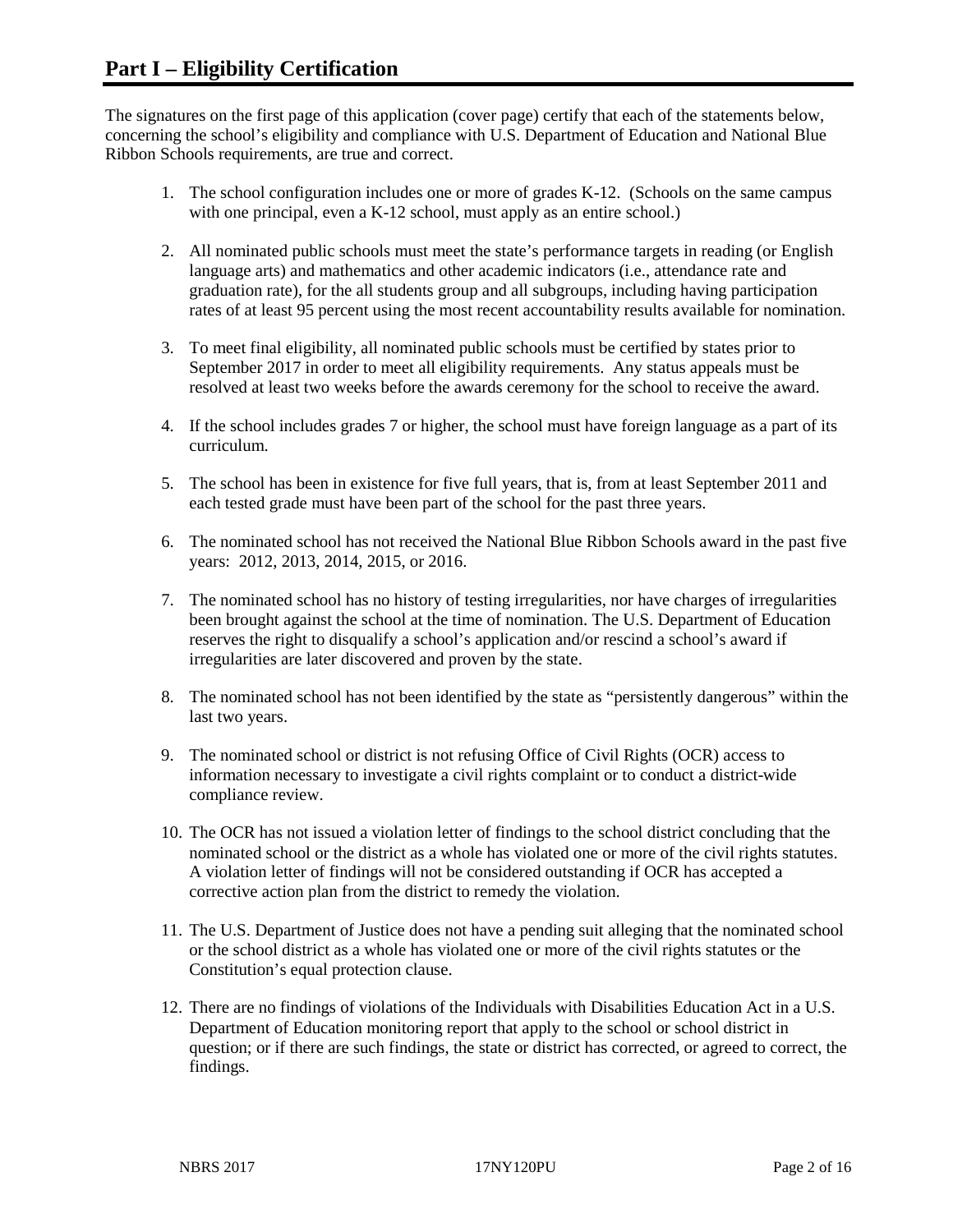# Part I – Eligibility Certification

The signatures on the first page of this application (cover page) certify that each of the statements below, concerning the school's eligibility and compliance with U.S. Department of Education and National Blue Ribbon Schools requirements, are true and correct.

1. The school configuration includes one or more of grades K-12. (Schools on the same campus with one principal, even a K-12 school, must apply as an entire school.)
2. All nominated public schools must meet the state's performance targets in reading (or English language arts) and mathematics and other academic indicators (i.e., attendance rate and graduation rate), for the all students group and all subgroups, including having participation rates of at least 95 percent using the most recent accountability results available for nomination.
3. To meet final eligibility, all nominated public schools must be certified by states prior to September 2017 in order to meet all eligibility requirements. Any status appeals must be resolved at least two weeks before the awards ceremony for the school to receive the award.
4. If the school includes grades 7 or higher, the school must have foreign language as a part of its curriculum.
5. The school has been in existence for five full years, that is, from at least September 2011 and each tested grade must have been part of the school for the past three years.
6. The nominated school has not received the National Blue Ribbon Schools award in the past five years: 2012, 2013, 2014, 2015, or 2016.
7. The nominated school has no history of testing irregularities, nor have charges of irregularities been brought against the school at the time of nomination. The U.S. Department of Education reserves the right to disqualify a school's application and/or rescind a school's award if irregularities are later discovered and proven by the state.
8. The nominated school has not been identified by the state as "persistently dangerous" within the last two years.
9. The nominated school or district is not refusing Office of Civil Rights (OCR) access to information necessary to investigate a civil rights complaint or to conduct a district-wide compliance review.
10. The OCR has not issued a violation letter of findings to the school district concluding that the nominated school or the district as a whole has violated one or more of the civil rights statutes. A violation letter of findings will not be considered outstanding if OCR has accepted a corrective action plan from the district to remedy the violation.
11. The U.S. Department of Justice does not have a pending suit alleging that the nominated school or the school district as a whole has violated one or more of the civil rights statutes or the Constitution's equal protection clause.
12. There are no findings of violations of the Individuals with Disabilities Education Act in a U.S. Department of Education monitoring report that apply to the school or school district in question; or if there are such findings, the state or district has corrected, or agreed to correct, the findings.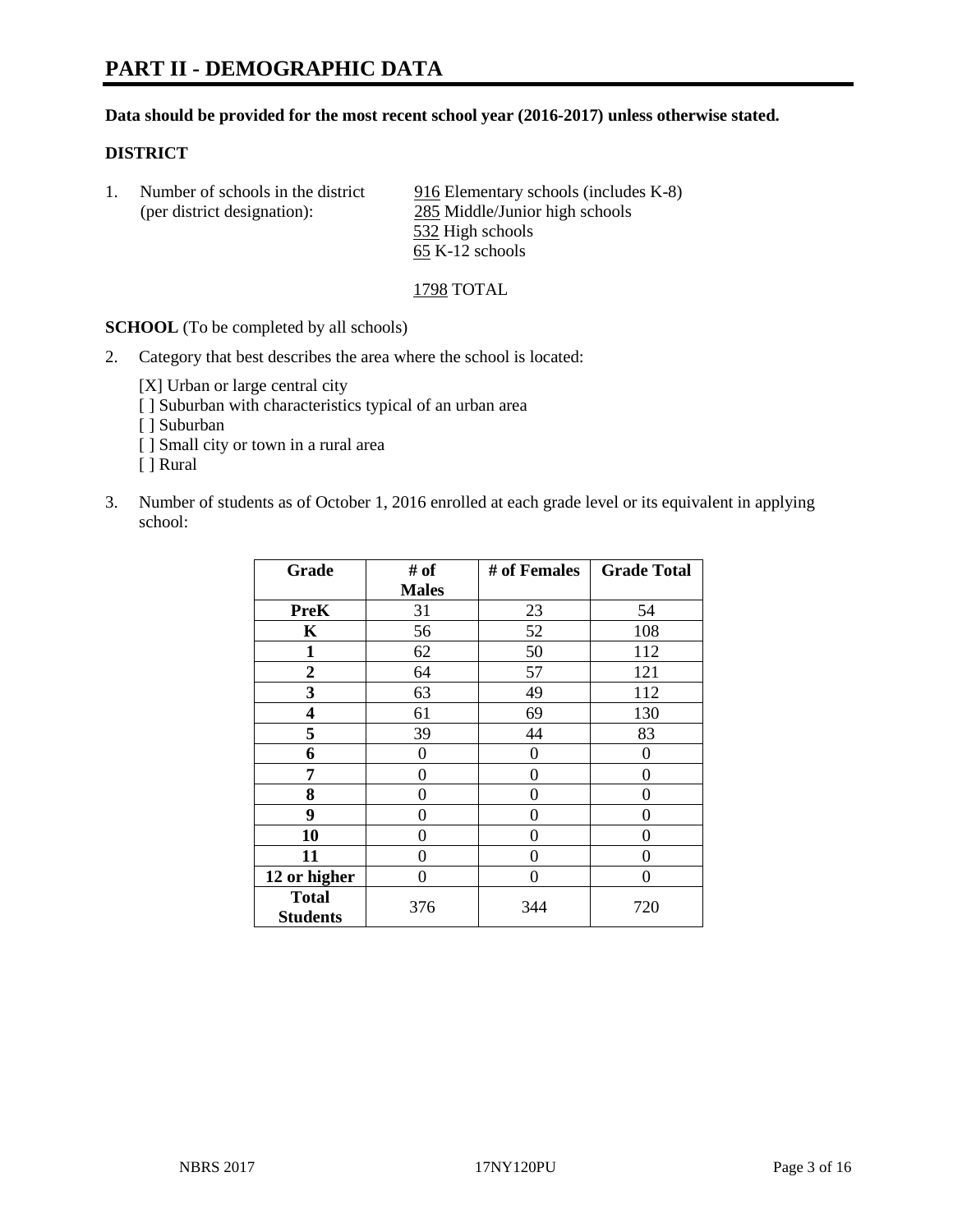# PART II - DEMOGRAPHIC DATA

**Data should be provided for the most recent school year (2016-2017) unless otherwise stated.**

**DISTRICT**

1. Number of schools in the district (per district designation):
   916 Elementary schools (includes K-8)
   285 Middle/Junior high schools
   532 High schools
   65 K-12 schools

   1798 TOTAL

**SCHOOL** (To be completed by all schools)

2. Category that best describes the area where the school is located:

   [X] Urban or large central city
   [ ] Suburban with characteristics typical of an urban area
   [ ] Suburban
   [ ] Small city or town in a rural area
   [ ] Rural

3. Number of students as of October 1, 2016 enrolled at each grade level or its equivalent in applying school:

| Grade | # of Males | # of Females | Grade Total |
|---|---|---|---|
| **PreK** | 31 | 23 | 54 |
| **K** | 56 | 52 | 108 |
| **1** | 62 | 50 | 112 |
| **2** | 64 | 57 | 121 |
| **3** | 63 | 49 | 112 |
| **4** | 61 | 69 | 130 |
| **5** | 39 | 44 | 83 |
| **6** | 0 | 0 | 0 |
| **7** | 0 | 0 | 0 |
| **8** | 0 | 0 | 0 |
| **9** | 0 | 0 | 0 |
| **10** | 0 | 0 | 0 |
| **11** | 0 | 0 | 0 |
| **12 or higher** | 0 | 0 | 0 |
| **Total Students** | 376 | 344 | 720 |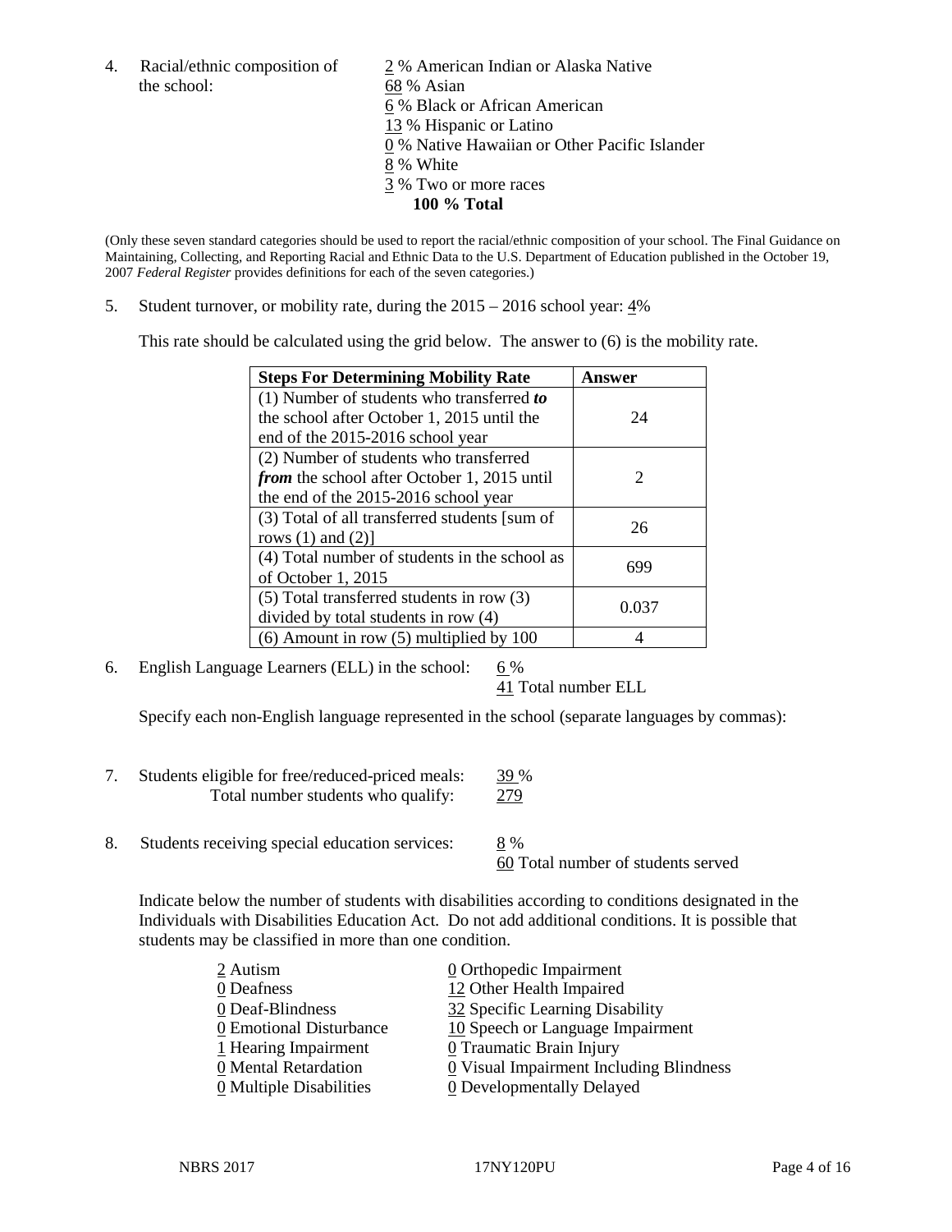4. Racial/ethnic composition of the school:

   2 % American Indian or Alaska Native
   68 % Asian
   6 % Black or African American
   13 % Hispanic or Latino
   0 % Native Hawaiian or Other Pacific Islander
   8 % White
   3 % Two or more races
   **100 % Total**

(Only these seven standard categories should be used to report the racial/ethnic composition of your school. The Final Guidance on Maintaining, Collecting, and Reporting Racial and Ethnic Data to the U.S. Department of Education published in the October 19, 2007 *Federal Register* provides definitions for each of the seven categories.)

5. Student turnover, or mobility rate, during the 2015 – 2016 school year: 4%

   This rate should be calculated using the grid below. The answer to (6) is the mobility rate.

| **Steps For Determining Mobility Rate** | **Answer** |
|---|---|
| (1) Number of students who transferred ***to*** the school after October 1, 2015 until the end of the 2015-2016 school year | 24 |
| (2) Number of students who transferred ***from*** the school after October 1, 2015 until the end of the 2015-2016 school year | 2 |
| (3) Total of all transferred students [sum of rows (1) and (2)] | 26 |
| (4) Total number of students in the school as of October 1, 2015 | 699 |
| (5) Total transferred students in row (3) divided by total students in row (4) | 0.037 |
| (6) Amount in row (5) multiplied by 100 | 4 |

6. English Language Learners (ELL) in the school: 6 %
   41 Total number ELL

   Specify each non-English language represented in the school (separate languages by commas):

7. Students eligible for free/reduced-priced meals: 39 %
   Total number students who qualify: 279

8. Students receiving special education services: 8 %
   60 Total number of students served

   Indicate below the number of students with disabilities according to conditions designated in the Individuals with Disabilities Education Act. Do not add additional conditions. It is possible that students may be classified in more than one condition.

   2 Autism
   0 Deafness
   0 Deaf-Blindness
   0 Emotional Disturbance
   1 Hearing Impairment
   0 Mental Retardation
   0 Multiple Disabilities
   0 Orthopedic Impairment
   12 Other Health Impaired
   32 Specific Learning Disability
   10 Speech or Language Impairment
   0 Traumatic Brain Injury
   0 Visual Impairment Including Blindness
   0 Developmentally Delayed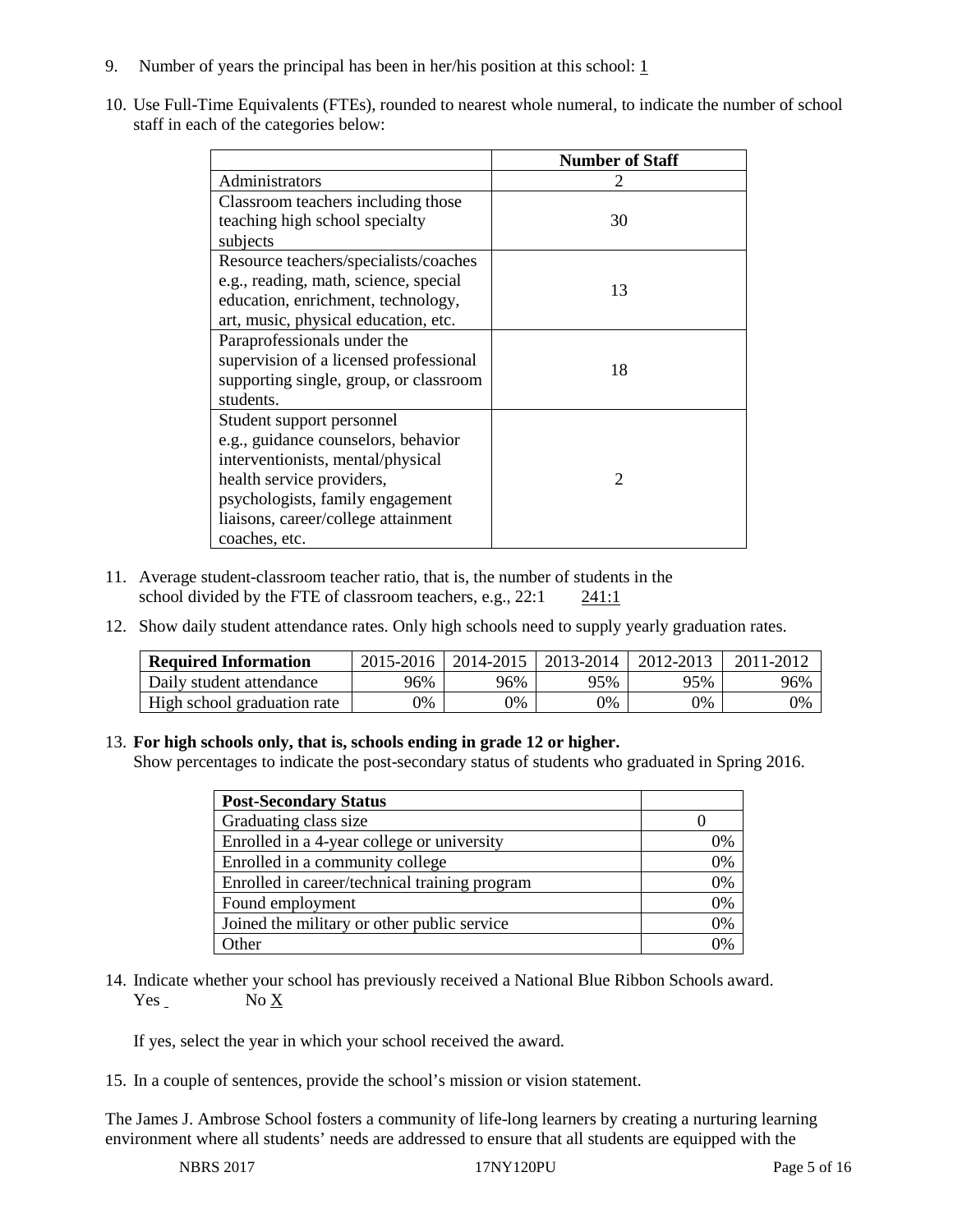9. Number of years the principal has been in her/his position at this school: 1

10. Use Full-Time Equivalents (FTEs), rounded to nearest whole numeral, to indicate the number of school staff in each of the categories below:

| | Number of Staff |
|---|---|
| Administrators | 2 |
| Classroom teachers including those teaching high school specialty subjects | 30 |
| Resource teachers/specialists/coaches e.g., reading, math, science, special education, enrichment, technology, art, music, physical education, etc. | 13 |
| Paraprofessionals under the supervision of a licensed professional supporting single, group, or classroom students. | 18 |
| Student support personnel e.g., guidance counselors, behavior interventionists, mental/physical health service providers, psychologists, family engagement liaisons, career/college attainment coaches, etc. | 2 |

11. Average student-classroom teacher ratio, that is, the number of students in the school divided by the FTE of classroom teachers, e.g., 22:1    241:1

12. Show daily student attendance rates. Only high schools need to supply yearly graduation rates.

| Required Information | 2015-2016 | 2014-2015 | 2013-2014 | 2012-2013 | 2011-2012 |
|---|---|---|---|---|---|
| Daily student attendance | 96% | 96% | 95% | 95% | 96% |
| High school graduation rate | 0% | 0% | 0% | 0% | 0% |

13. **For high schools only, that is, schools ending in grade 12 or higher.**
Show percentages to indicate the post-secondary status of students who graduated in Spring 2016.

| Post-Secondary Status | |
|---|---|
| Graduating class size | 0 |
| Enrolled in a 4-year college or university | 0% |
| Enrolled in a community college | 0% |
| Enrolled in career/technical training program | 0% |
| Found employment | 0% |
| Joined the military or other public service | 0% |
| Other | 0% |

14. Indicate whether your school has previously received a National Blue Ribbon Schools award.
Yes ___ No X

If yes, select the year in which your school received the award.

15. In a couple of sentences, provide the school's mission or vision statement.

The James J. Ambrose School fosters a community of life-long learners by creating a nurturing learning environment where all students' needs are addressed to ensure that all students are equipped with the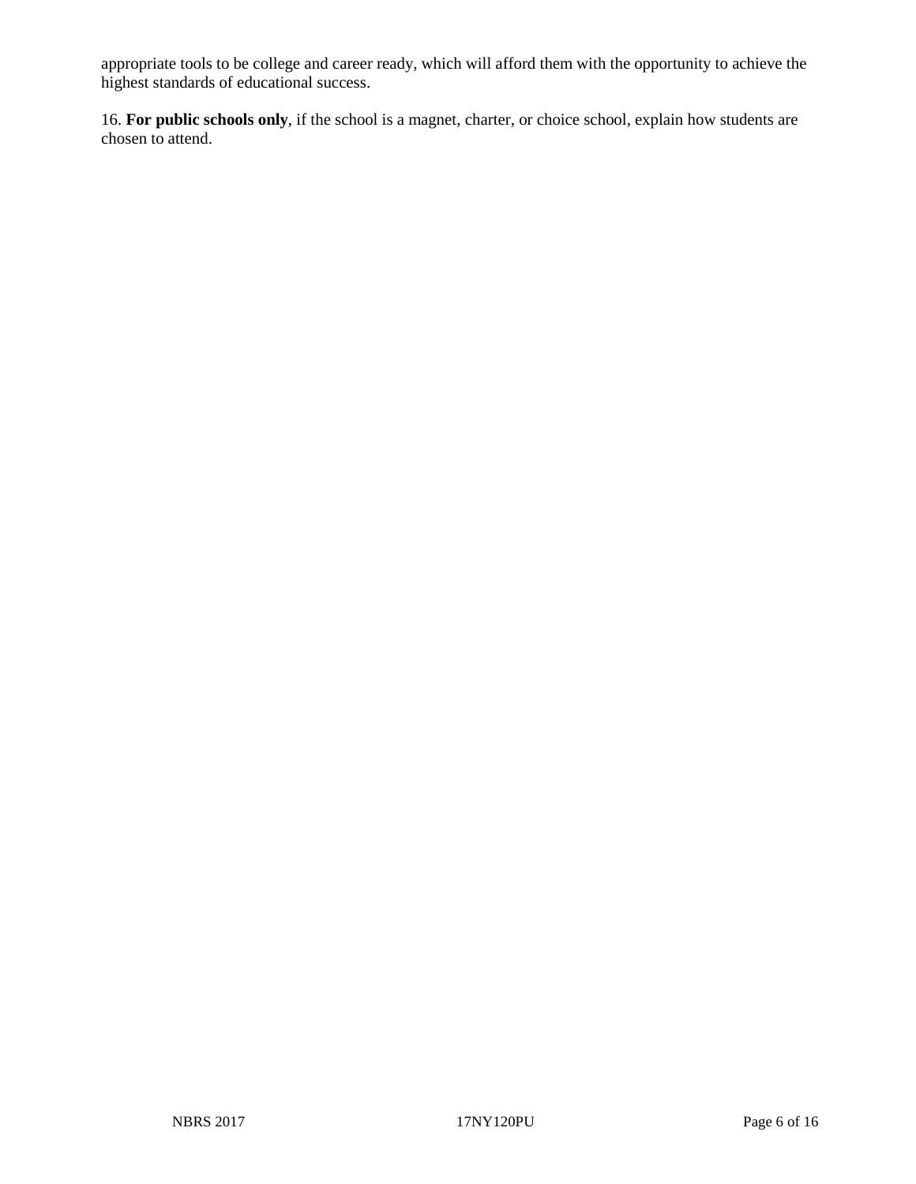appropriate tools to be college and career ready, which will afford them with the opportunity to achieve the highest standards of educational success.

16. **For public schools only**, if the school is a magnet, charter, or choice school, explain how students are chosen to attend.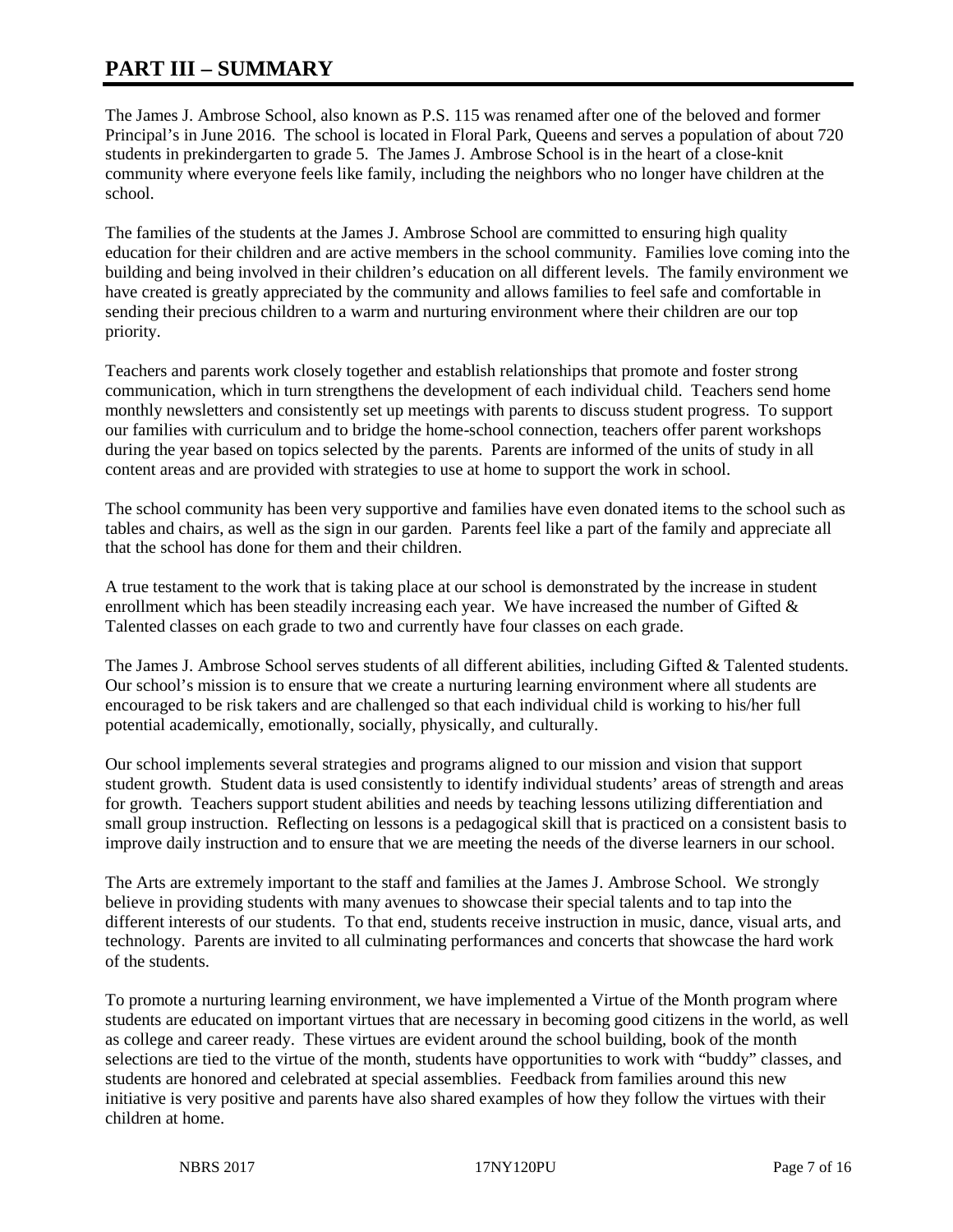# PART III – SUMMARY

The James J. Ambrose School, also known as P.S. 115 was renamed after one of the beloved and former Principal's in June 2016. The school is located in Floral Park, Queens and serves a population of about 720 students in prekindergarten to grade 5. The James J. Ambrose School is in the heart of a close-knit community where everyone feels like family, including the neighbors who no longer have children at the school.

The families of the students at the James J. Ambrose School are committed to ensuring high quality education for their children and are active members in the school community. Families love coming into the building and being involved in their children's education on all different levels. The family environment we have created is greatly appreciated by the community and allows families to feel safe and comfortable in sending their precious children to a warm and nurturing environment where their children are our top priority.

Teachers and parents work closely together and establish relationships that promote and foster strong communication, which in turn strengthens the development of each individual child. Teachers send home monthly newsletters and consistently set up meetings with parents to discuss student progress. To support our families with curriculum and to bridge the home-school connection, teachers offer parent workshops during the year based on topics selected by the parents. Parents are informed of the units of study in all content areas and are provided with strategies to use at home to support the work in school.

The school community has been very supportive and families have even donated items to the school such as tables and chairs, as well as the sign in our garden. Parents feel like a part of the family and appreciate all that the school has done for them and their children.

A true testament to the work that is taking place at our school is demonstrated by the increase in student enrollment which has been steadily increasing each year. We have increased the number of Gifted & Talented classes on each grade to two and currently have four classes on each grade.

The James J. Ambrose School serves students of all different abilities, including Gifted & Talented students. Our school's mission is to ensure that we create a nurturing learning environment where all students are encouraged to be risk takers and are challenged so that each individual child is working to his/her full potential academically, emotionally, socially, physically, and culturally.

Our school implements several strategies and programs aligned to our mission and vision that support student growth. Student data is used consistently to identify individual students' areas of strength and areas for growth. Teachers support student abilities and needs by teaching lessons utilizing differentiation and small group instruction. Reflecting on lessons is a pedagogical skill that is practiced on a consistent basis to improve daily instruction and to ensure that we are meeting the needs of the diverse learners in our school.

The Arts are extremely important to the staff and families at the James J. Ambrose School. We strongly believe in providing students with many avenues to showcase their special talents and to tap into the different interests of our students. To that end, students receive instruction in music, dance, visual arts, and technology. Parents are invited to all culminating performances and concerts that showcase the hard work of the students.

To promote a nurturing learning environment, we have implemented a Virtue of the Month program where students are educated on important virtues that are necessary in becoming good citizens in the world, as well as college and career ready. These virtues are evident around the school building, book of the month selections are tied to the virtue of the month, students have opportunities to work with "buddy" classes, and students are honored and celebrated at special assemblies. Feedback from families around this new initiative is very positive and parents have also shared examples of how they follow the virtues with their children at home.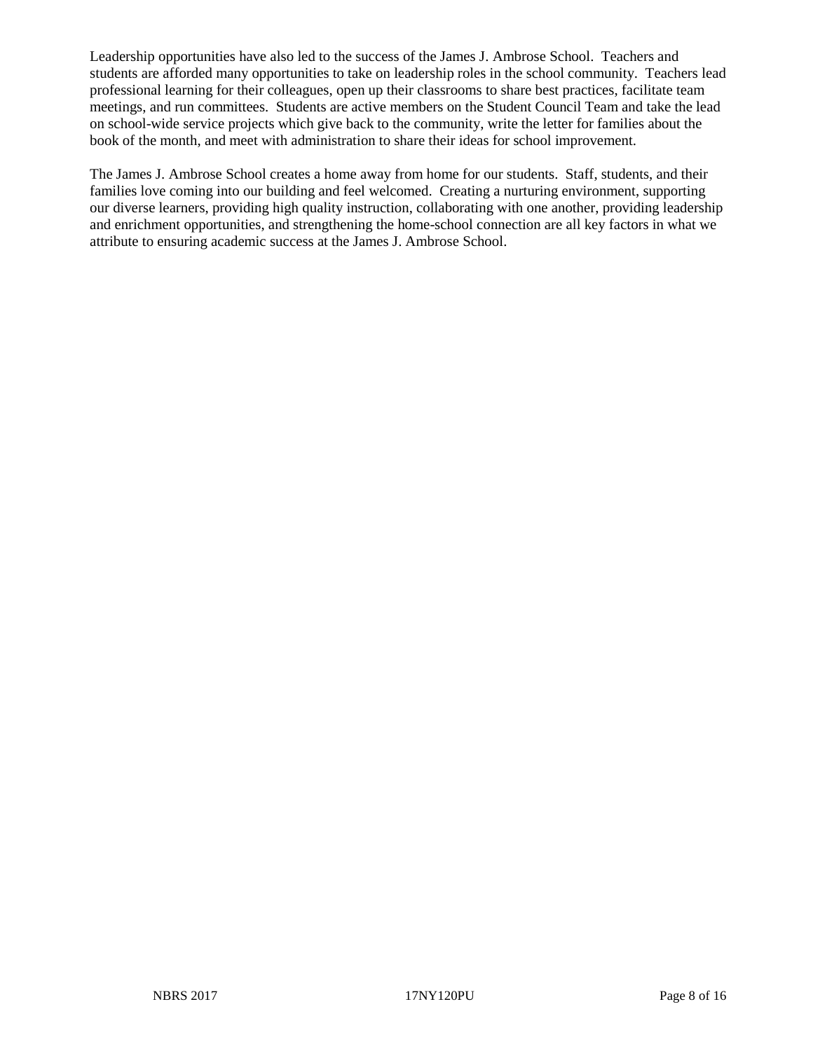Leadership opportunities have also led to the success of the James J. Ambrose School. Teachers and students are afforded many opportunities to take on leadership roles in the school community. Teachers lead professional learning for their colleagues, open up their classrooms to share best practices, facilitate team meetings, and run committees. Students are active members on the Student Council Team and take the lead on school-wide service projects which give back to the community, write the letter for families about the book of the month, and meet with administration to share their ideas for school improvement.

The James J. Ambrose School creates a home away from home for our students. Staff, students, and their families love coming into our building and feel welcomed. Creating a nurturing environment, supporting our diverse learners, providing high quality instruction, collaborating with one another, providing leadership and enrichment opportunities, and strengthening the home-school connection are all key factors in what we attribute to ensuring academic success at the James J. Ambrose School.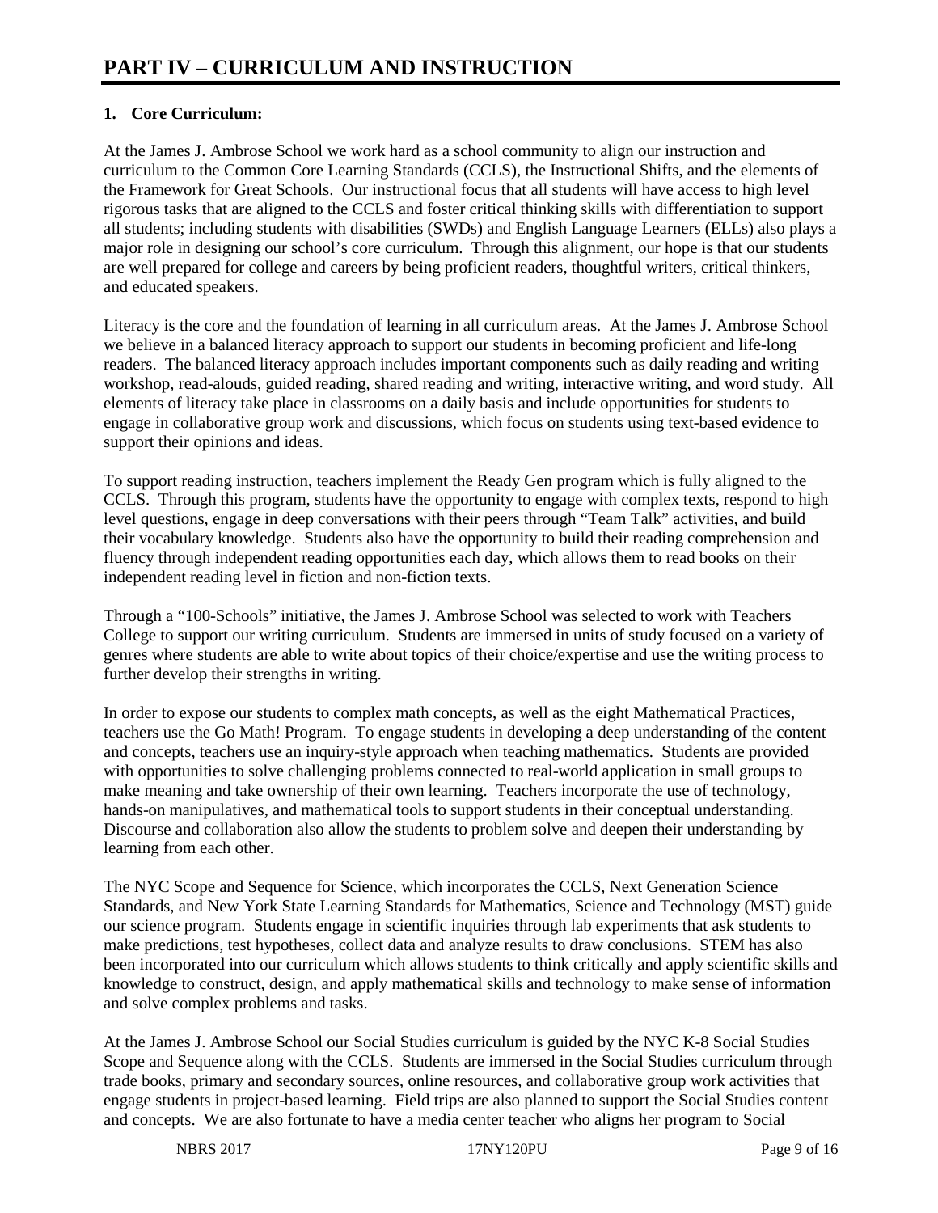# PART IV – CURRICULUM AND INSTRUCTION

**1. Core Curriculum:**

At the James J. Ambrose School we work hard as a school community to align our instruction and curriculum to the Common Core Learning Standards (CCLS), the Instructional Shifts, and the elements of the Framework for Great Schools. Our instructional focus that all students will have access to high level rigorous tasks that are aligned to the CCLS and foster critical thinking skills with differentiation to support all students; including students with disabilities (SWDs) and English Language Learners (ELLs) also plays a major role in designing our school's core curriculum. Through this alignment, our hope is that our students are well prepared for college and careers by being proficient readers, thoughtful writers, critical thinkers, and educated speakers.

Literacy is the core and the foundation of learning in all curriculum areas. At the James J. Ambrose School we believe in a balanced literacy approach to support our students in becoming proficient and life-long readers. The balanced literacy approach includes important components such as daily reading and writing workshop, read-alouds, guided reading, shared reading and writing, interactive writing, and word study. All elements of literacy take place in classrooms on a daily basis and include opportunities for students to engage in collaborative group work and discussions, which focus on students using text-based evidence to support their opinions and ideas.

To support reading instruction, teachers implement the Ready Gen program which is fully aligned to the CCLS. Through this program, students have the opportunity to engage with complex texts, respond to high level questions, engage in deep conversations with their peers through "Team Talk" activities, and build their vocabulary knowledge. Students also have the opportunity to build their reading comprehension and fluency through independent reading opportunities each day, which allows them to read books on their independent reading level in fiction and non-fiction texts.

Through a "100-Schools" initiative, the James J. Ambrose School was selected to work with Teachers College to support our writing curriculum. Students are immersed in units of study focused on a variety of genres where students are able to write about topics of their choice/expertise and use the writing process to further develop their strengths in writing.

In order to expose our students to complex math concepts, as well as the eight Mathematical Practices, teachers use the Go Math! Program. To engage students in developing a deep understanding of the content and concepts, teachers use an inquiry-style approach when teaching mathematics. Students are provided with opportunities to solve challenging problems connected to real-world application in small groups to make meaning and take ownership of their own learning. Teachers incorporate the use of technology, hands-on manipulatives, and mathematical tools to support students in their conceptual understanding. Discourse and collaboration also allow the students to problem solve and deepen their understanding by learning from each other.

The NYC Scope and Sequence for Science, which incorporates the CCLS, Next Generation Science Standards, and New York State Learning Standards for Mathematics, Science and Technology (MST) guide our science program. Students engage in scientific inquiries through lab experiments that ask students to make predictions, test hypotheses, collect data and analyze results to draw conclusions. STEM has also been incorporated into our curriculum which allows students to think critically and apply scientific skills and knowledge to construct, design, and apply mathematical skills and technology to make sense of information and solve complex problems and tasks.

At the James J. Ambrose School our Social Studies curriculum is guided by the NYC K-8 Social Studies Scope and Sequence along with the CCLS. Students are immersed in the Social Studies curriculum through trade books, primary and secondary sources, online resources, and collaborative group work activities that engage students in project-based learning. Field trips are also planned to support the Social Studies content and concepts. We are also fortunate to have a media center teacher who aligns her program to Social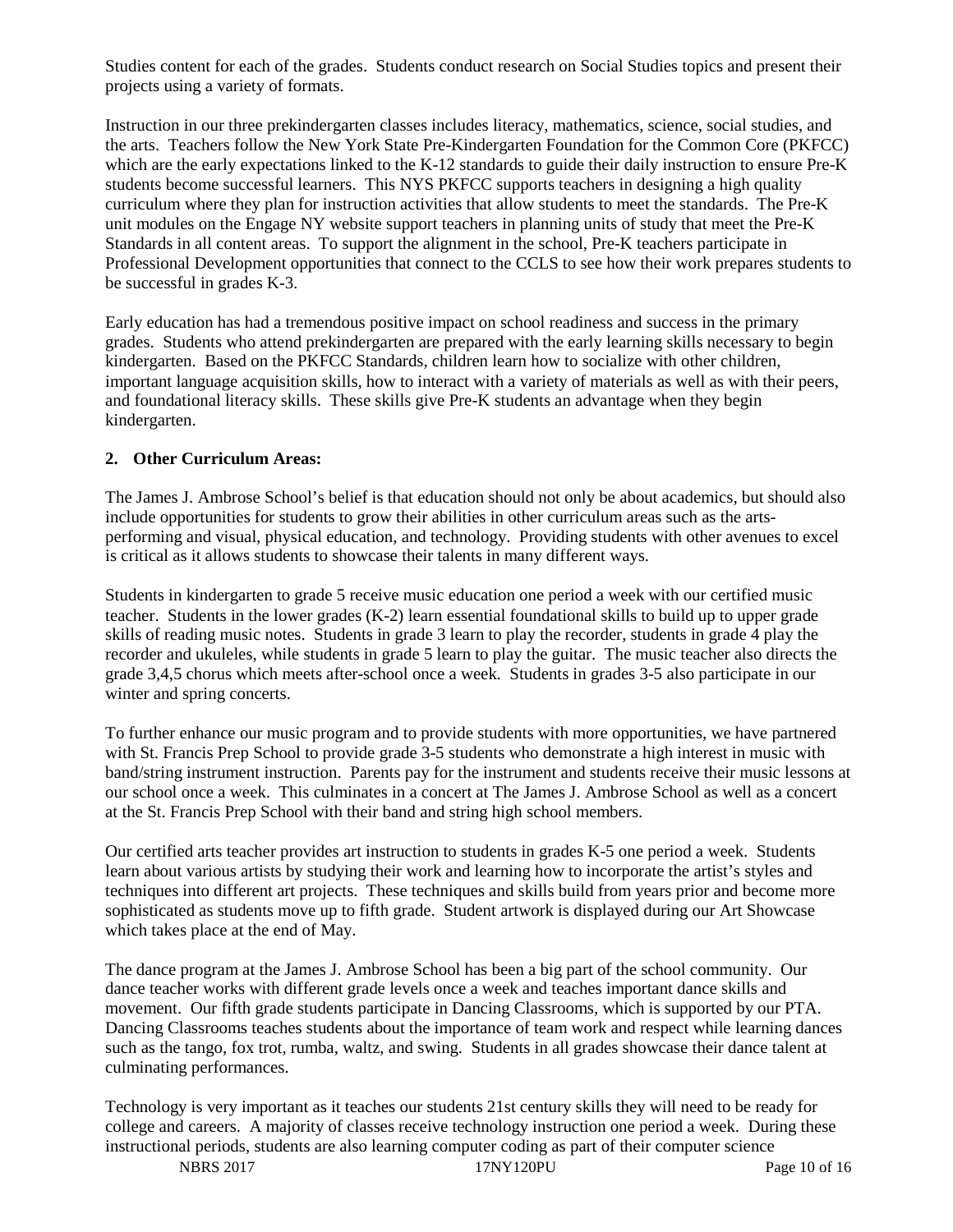Studies content for each of the grades. Students conduct research on Social Studies topics and present their projects using a variety of formats.

Instruction in our three prekindergarten classes includes literacy, mathematics, science, social studies, and the arts. Teachers follow the New York State Pre-Kindergarten Foundation for the Common Core (PKFCC) which are the early expectations linked to the K-12 standards to guide their daily instruction to ensure Pre-K students become successful learners. This NYS PKFCC supports teachers in designing a high quality curriculum where they plan for instruction activities that allow students to meet the standards. The Pre-K unit modules on the Engage NY website support teachers in planning units of study that meet the Pre-K Standards in all content areas. To support the alignment in the school, Pre-K teachers participate in Professional Development opportunities that connect to the CCLS to see how their work prepares students to be successful in grades K-3.

Early education has had a tremendous positive impact on school readiness and success in the primary grades. Students who attend prekindergarten are prepared with the early learning skills necessary to begin kindergarten. Based on the PKFCC Standards, children learn how to socialize with other children, important language acquisition skills, how to interact with a variety of materials as well as with their peers, and foundational literacy skills. These skills give Pre-K students an advantage when they begin kindergarten.

## 2. Other Curriculum Areas:

The James J. Ambrose School's belief is that education should not only be about academics, but should also include opportunities for students to grow their abilities in other curriculum areas such as the arts- performing and visual, physical education, and technology. Providing students with other avenues to excel is critical as it allows students to showcase their talents in many different ways.

Students in kindergarten to grade 5 receive music education one period a week with our certified music teacher. Students in the lower grades (K-2) learn essential foundational skills to build up to upper grade skills of reading music notes. Students in grade 3 learn to play the recorder, students in grade 4 play the recorder and ukuleles, while students in grade 5 learn to play the guitar. The music teacher also directs the grade 3,4,5 chorus which meets after-school once a week. Students in grades 3-5 also participate in our winter and spring concerts.

To further enhance our music program and to provide students with more opportunities, we have partnered with St. Francis Prep School to provide grade 3-5 students who demonstrate a high interest in music with band/string instrument instruction. Parents pay for the instrument and students receive their music lessons at our school once a week. This culminates in a concert at The James J. Ambrose School as well as a concert at the St. Francis Prep School with their band and string high school members.

Our certified arts teacher provides art instruction to students in grades K-5 one period a week. Students learn about various artists by studying their work and learning how to incorporate the artist's styles and techniques into different art projects. These techniques and skills build from years prior and become more sophisticated as students move up to fifth grade. Student artwork is displayed during our Art Showcase which takes place at the end of May.

The dance program at the James J. Ambrose School has been a big part of the school community. Our dance teacher works with different grade levels once a week and teaches important dance skills and movement. Our fifth grade students participate in Dancing Classrooms, which is supported by our PTA. Dancing Classrooms teaches students about the importance of team work and respect while learning dances such as the tango, fox trot, rumba, waltz, and swing. Students in all grades showcase their dance talent at culminating performances.

Technology is very important as it teaches our students 21st century skills they will need to be ready for college and careers. A majority of classes receive technology instruction one period a week. During these instructional periods, students are also learning computer coding as part of their computer science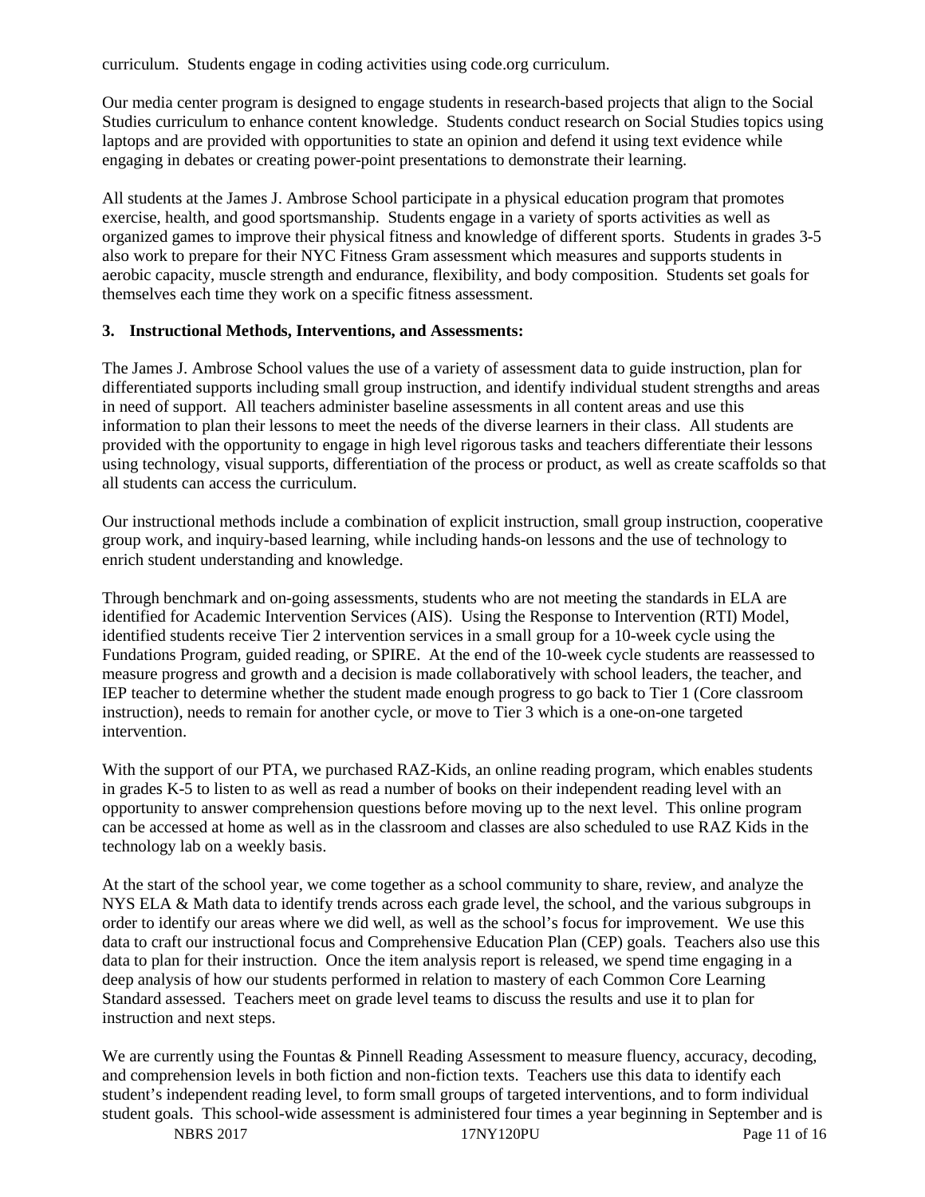curriculum. Students engage in coding activities using code.org curriculum.

Our media center program is designed to engage students in research-based projects that align to the Social Studies curriculum to enhance content knowledge. Students conduct research on Social Studies topics using laptops and are provided with opportunities to state an opinion and defend it using text evidence while engaging in debates or creating power-point presentations to demonstrate their learning.

All students at the James J. Ambrose School participate in a physical education program that promotes exercise, health, and good sportsmanship. Students engage in a variety of sports activities as well as organized games to improve their physical fitness and knowledge of different sports. Students in grades 3-5 also work to prepare for their NYC Fitness Gram assessment which measures and supports students in aerobic capacity, muscle strength and endurance, flexibility, and body composition. Students set goals for themselves each time they work on a specific fitness assessment.

### 3. Instructional Methods, Interventions, and Assessments:

The James J. Ambrose School values the use of a variety of assessment data to guide instruction, plan for differentiated supports including small group instruction, and identify individual student strengths and areas in need of support. All teachers administer baseline assessments in all content areas and use this information to plan their lessons to meet the needs of the diverse learners in their class. All students are provided with the opportunity to engage in high level rigorous tasks and teachers differentiate their lessons using technology, visual supports, differentiation of the process or product, as well as create scaffolds so that all students can access the curriculum.

Our instructional methods include a combination of explicit instruction, small group instruction, cooperative group work, and inquiry-based learning, while including hands-on lessons and the use of technology to enrich student understanding and knowledge.

Through benchmark and on-going assessments, students who are not meeting the standards in ELA are identified for Academic Intervention Services (AIS). Using the Response to Intervention (RTI) Model, identified students receive Tier 2 intervention services in a small group for a 10-week cycle using the Fundations Program, guided reading, or SPIRE. At the end of the 10-week cycle students are reassessed to measure progress and growth and a decision is made collaboratively with school leaders, the teacher, and IEP teacher to determine whether the student made enough progress to go back to Tier 1 (Core classroom instruction), needs to remain for another cycle, or move to Tier 3 which is a one-on-one targeted intervention.

With the support of our PTA, we purchased RAZ-Kids, an online reading program, which enables students in grades K-5 to listen to as well as read a number of books on their independent reading level with an opportunity to answer comprehension questions before moving up to the next level. This online program can be accessed at home as well as in the classroom and classes are also scheduled to use RAZ Kids in the technology lab on a weekly basis.

At the start of the school year, we come together as a school community to share, review, and analyze the NYS ELA & Math data to identify trends across each grade level, the school, and the various subgroups in order to identify our areas where we did well, as well as the school's focus for improvement. We use this data to craft our instructional focus and Comprehensive Education Plan (CEP) goals. Teachers also use this data to plan for their instruction. Once the item analysis report is released, we spend time engaging in a deep analysis of how our students performed in relation to mastery of each Common Core Learning Standard assessed. Teachers meet on grade level teams to discuss the results and use it to plan for instruction and next steps.

We are currently using the Fountas & Pinnell Reading Assessment to measure fluency, accuracy, decoding, and comprehension levels in both fiction and non-fiction texts. Teachers use this data to identify each student's independent reading level, to form small groups of targeted interventions, and to form individual student goals. This school-wide assessment is administered four times a year beginning in September and is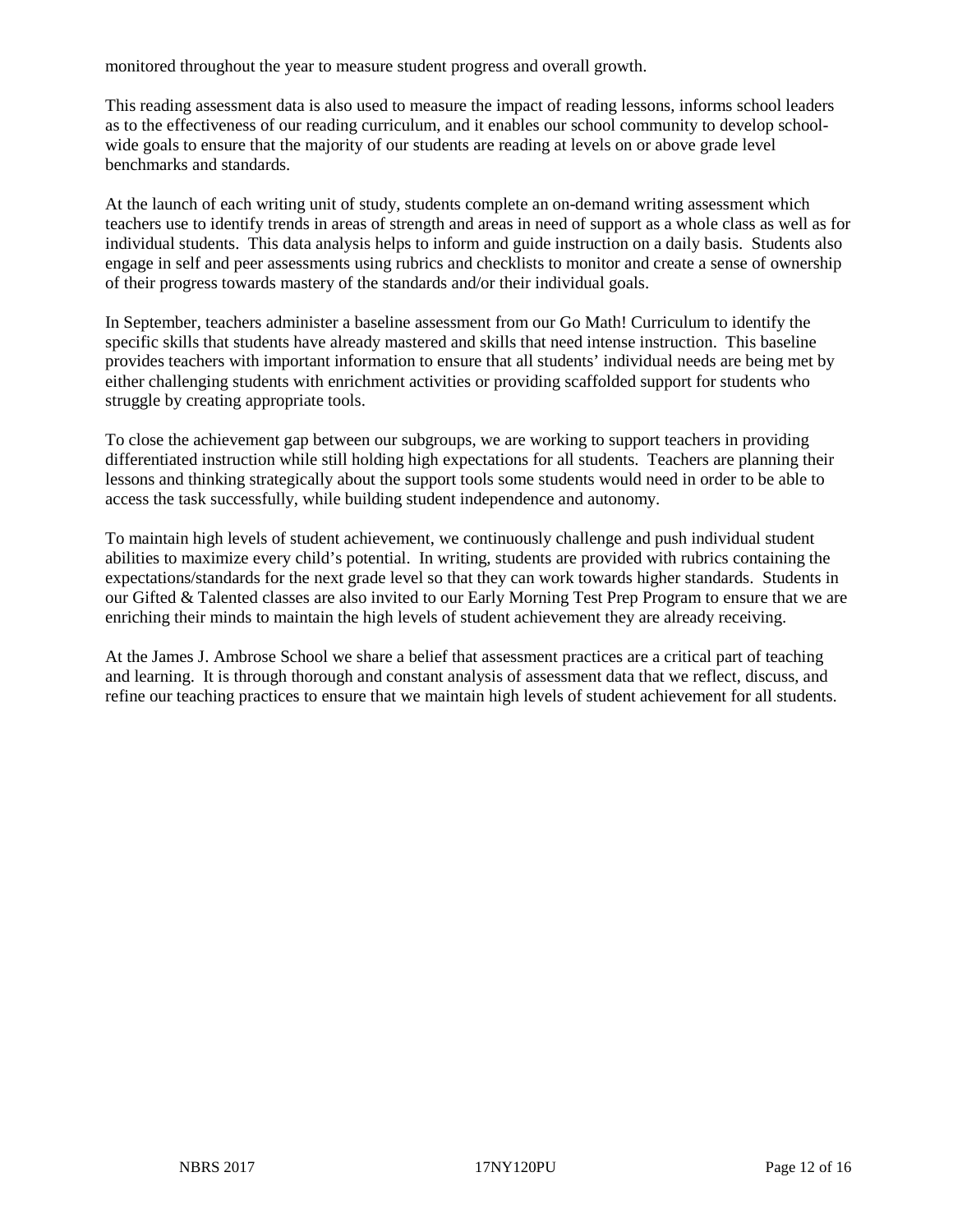monitored throughout the year to measure student progress and overall growth.

This reading assessment data is also used to measure the impact of reading lessons, informs school leaders as to the effectiveness of our reading curriculum, and it enables our school community to develop school-wide goals to ensure that the majority of our students are reading at levels on or above grade level benchmarks and standards.

At the launch of each writing unit of study, students complete an on-demand writing assessment which teachers use to identify trends in areas of strength and areas in need of support as a whole class as well as for individual students. This data analysis helps to inform and guide instruction on a daily basis. Students also engage in self and peer assessments using rubrics and checklists to monitor and create a sense of ownership of their progress towards mastery of the standards and/or their individual goals.

In September, teachers administer a baseline assessment from our Go Math! Curriculum to identify the specific skills that students have already mastered and skills that need intense instruction. This baseline provides teachers with important information to ensure that all students' individual needs are being met by either challenging students with enrichment activities or providing scaffolded support for students who struggle by creating appropriate tools.

To close the achievement gap between our subgroups, we are working to support teachers in providing differentiated instruction while still holding high expectations for all students. Teachers are planning their lessons and thinking strategically about the support tools some students would need in order to be able to access the task successfully, while building student independence and autonomy.

To maintain high levels of student achievement, we continuously challenge and push individual student abilities to maximize every child's potential. In writing, students are provided with rubrics containing the expectations/standards for the next grade level so that they can work towards higher standards. Students in our Gifted & Talented classes are also invited to our Early Morning Test Prep Program to ensure that we are enriching their minds to maintain the high levels of student achievement they are already receiving.

At the James J. Ambrose School we share a belief that assessment practices are a critical part of teaching and learning. It is through thorough and constant analysis of assessment data that we reflect, discuss, and refine our teaching practices to ensure that we maintain high levels of student achievement for all students.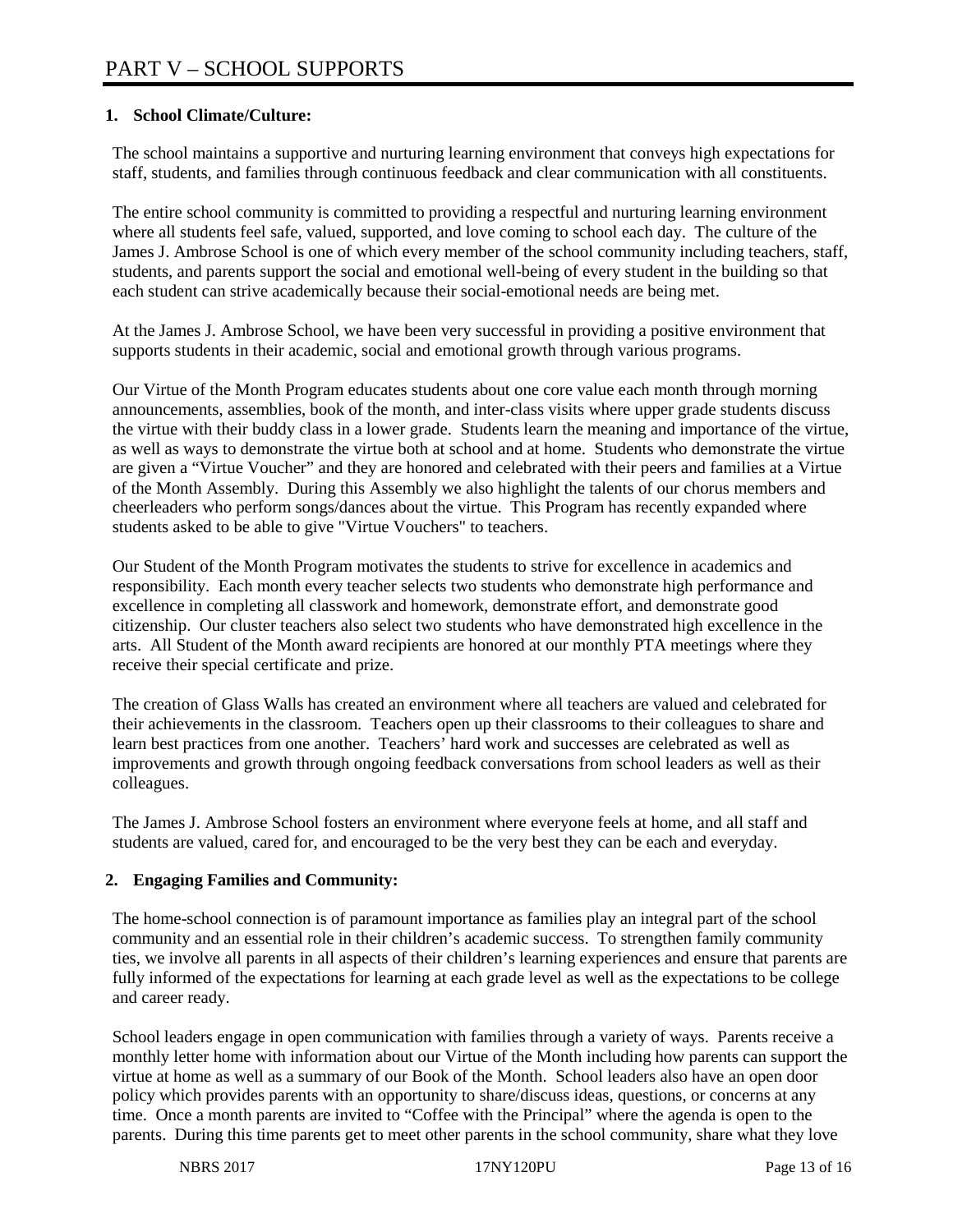# PART V – SCHOOL SUPPORTS

**1. School Climate/Culture:**

The school maintains a supportive and nurturing learning environment that conveys high expectations for staff, students, and families through continuous feedback and clear communication with all constituents.

The entire school community is committed to providing a respectful and nurturing learning environment where all students feel safe, valued, supported, and love coming to school each day. The culture of the James J. Ambrose School is one of which every member of the school community including teachers, staff, students, and parents support the social and emotional well-being of every student in the building so that each student can strive academically because their social-emotional needs are being met.

At the James J. Ambrose School, we have been very successful in providing a positive environment that supports students in their academic, social and emotional growth through various programs.

Our Virtue of the Month Program educates students about one core value each month through morning announcements, assemblies, book of the month, and inter-class visits where upper grade students discuss the virtue with their buddy class in a lower grade. Students learn the meaning and importance of the virtue, as well as ways to demonstrate the virtue both at school and at home. Students who demonstrate the virtue are given a "Virtue Voucher" and they are honored and celebrated with their peers and families at a Virtue of the Month Assembly. During this Assembly we also highlight the talents of our chorus members and cheerleaders who perform songs/dances about the virtue. This Program has recently expanded where students asked to be able to give "Virtue Vouchers" to teachers.

Our Student of the Month Program motivates the students to strive for excellence in academics and responsibility. Each month every teacher selects two students who demonstrate high performance and excellence in completing all classwork and homework, demonstrate effort, and demonstrate good citizenship. Our cluster teachers also select two students who have demonstrated high excellence in the arts. All Student of the Month award recipients are honored at our monthly PTA meetings where they receive their special certificate and prize.

The creation of Glass Walls has created an environment where all teachers are valued and celebrated for their achievements in the classroom. Teachers open up their classrooms to their colleagues to share and learn best practices from one another. Teachers' hard work and successes are celebrated as well as improvements and growth through ongoing feedback conversations from school leaders as well as their colleagues.

The James J. Ambrose School fosters an environment where everyone feels at home, and all staff and students are valued, cared for, and encouraged to be the very best they can be each and everyday.

**2. Engaging Families and Community:**

The home-school connection is of paramount importance as families play an integral part of the school community and an essential role in their children's academic success. To strengthen family community ties, we involve all parents in all aspects of their children's learning experiences and ensure that parents are fully informed of the expectations for learning at each grade level as well as the expectations to be college and career ready.

School leaders engage in open communication with families through a variety of ways. Parents receive a monthly letter home with information about our Virtue of the Month including how parents can support the virtue at home as well as a summary of our Book of the Month. School leaders also have an open door policy which provides parents with an opportunity to share/discuss ideas, questions, or concerns at any time. Once a month parents are invited to "Coffee with the Principal" where the agenda is open to the parents. During this time parents get to meet other parents in the school community, share what they love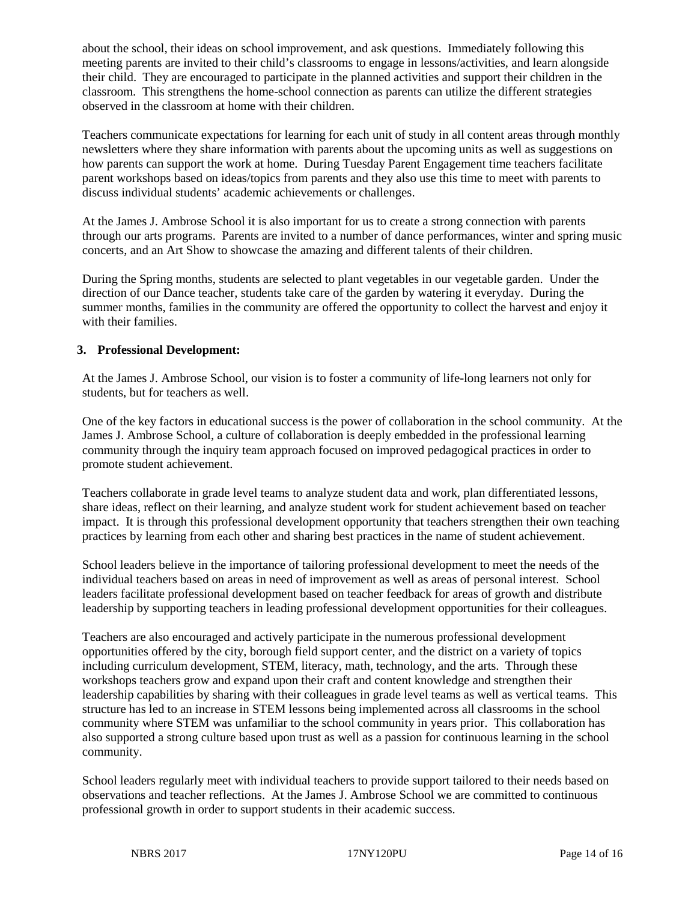about the school, their ideas on school improvement, and ask questions. Immediately following this meeting parents are invited to their child's classrooms to engage in lessons/activities, and learn alongside their child. They are encouraged to participate in the planned activities and support their children in the classroom. This strengthens the home-school connection as parents can utilize the different strategies observed in the classroom at home with their children.

Teachers communicate expectations for learning for each unit of study in all content areas through monthly newsletters where they share information with parents about the upcoming units as well as suggestions on how parents can support the work at home. During Tuesday Parent Engagement time teachers facilitate parent workshops based on ideas/topics from parents and they also use this time to meet with parents to discuss individual students' academic achievements or challenges.

At the James J. Ambrose School it is also important for us to create a strong connection with parents through our arts programs. Parents are invited to a number of dance performances, winter and spring music concerts, and an Art Show to showcase the amazing and different talents of their children.

During the Spring months, students are selected to plant vegetables in our vegetable garden. Under the direction of our Dance teacher, students take care of the garden by watering it everyday. During the summer months, families in the community are offered the opportunity to collect the harvest and enjoy it with their families.

**3. Professional Development:**

At the James J. Ambrose School, our vision is to foster a community of life-long learners not only for students, but for teachers as well.

One of the key factors in educational success is the power of collaboration in the school community. At the James J. Ambrose School, a culture of collaboration is deeply embedded in the professional learning community through the inquiry team approach focused on improved pedagogical practices in order to promote student achievement.

Teachers collaborate in grade level teams to analyze student data and work, plan differentiated lessons, share ideas, reflect on their learning, and analyze student work for student achievement based on teacher impact. It is through this professional development opportunity that teachers strengthen their own teaching practices by learning from each other and sharing best practices in the name of student achievement.

School leaders believe in the importance of tailoring professional development to meet the needs of the individual teachers based on areas in need of improvement as well as areas of personal interest. School leaders facilitate professional development based on teacher feedback for areas of growth and distribute leadership by supporting teachers in leading professional development opportunities for their colleagues.

Teachers are also encouraged and actively participate in the numerous professional development opportunities offered by the city, borough field support center, and the district on a variety of topics including curriculum development, STEM, literacy, math, technology, and the arts. Through these workshops teachers grow and expand upon their craft and content knowledge and strengthen their leadership capabilities by sharing with their colleagues in grade level teams as well as vertical teams. This structure has led to an increase in STEM lessons being implemented across all classrooms in the school community where STEM was unfamiliar to the school community in years prior. This collaboration has also supported a strong culture based upon trust as well as a passion for continuous learning in the school community.

School leaders regularly meet with individual teachers to provide support tailored to their needs based on observations and teacher reflections. At the James J. Ambrose School we are committed to continuous professional growth in order to support students in their academic success.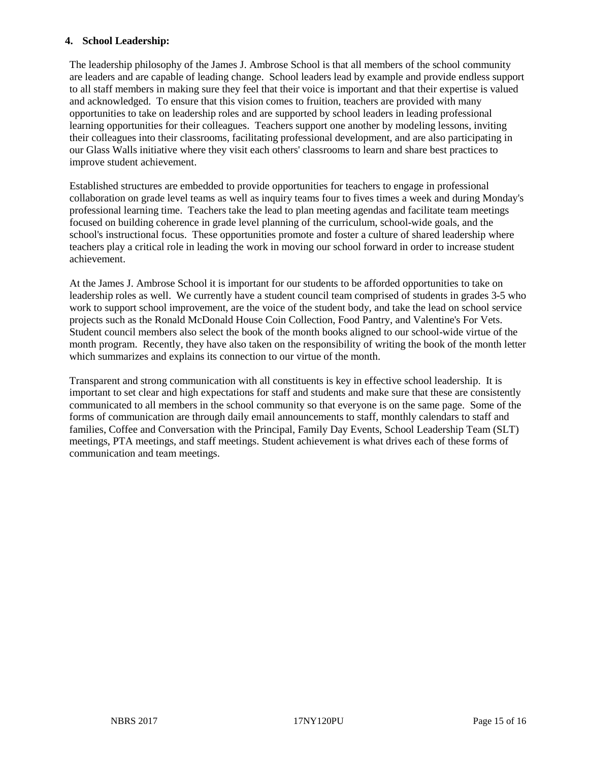**4. School Leadership:**

The leadership philosophy of the James J. Ambrose School is that all members of the school community are leaders and are capable of leading change. School leaders lead by example and provide endless support to all staff members in making sure they feel that their voice is important and that their expertise is valued and acknowledged. To ensure that this vision comes to fruition, teachers are provided with many opportunities to take on leadership roles and are supported by school leaders in leading professional learning opportunities for their colleagues. Teachers support one another by modeling lessons, inviting their colleagues into their classrooms, facilitating professional development, and are also participating in our Glass Walls initiative where they visit each others' classrooms to learn and share best practices to improve student achievement.

Established structures are embedded to provide opportunities for teachers to engage in professional collaboration on grade level teams as well as inquiry teams four to fives times a week and during Monday's professional learning time. Teachers take the lead to plan meeting agendas and facilitate team meetings focused on building coherence in grade level planning of the curriculum, school-wide goals, and the school's instructional focus. These opportunities promote and foster a culture of shared leadership where teachers play a critical role in leading the work in moving our school forward in order to increase student achievement.

At the James J. Ambrose School it is important for our students to be afforded opportunities to take on leadership roles as well. We currently have a student council team comprised of students in grades 3-5 who work to support school improvement, are the voice of the student body, and take the lead on school service projects such as the Ronald McDonald House Coin Collection, Food Pantry, and Valentine's For Vets. Student council members also select the book of the month books aligned to our school-wide virtue of the month program. Recently, they have also taken on the responsibility of writing the book of the month letter which summarizes and explains its connection to our virtue of the month.

Transparent and strong communication with all constituents is key in effective school leadership. It is important to set clear and high expectations for staff and students and make sure that these are consistently communicated to all members in the school community so that everyone is on the same page. Some of the forms of communication are through daily email announcements to staff, monthly calendars to staff and families, Coffee and Conversation with the Principal, Family Day Events, School Leadership Team (SLT) meetings, PTA meetings, and staff meetings. Student achievement is what drives each of these forms of communication and team meetings.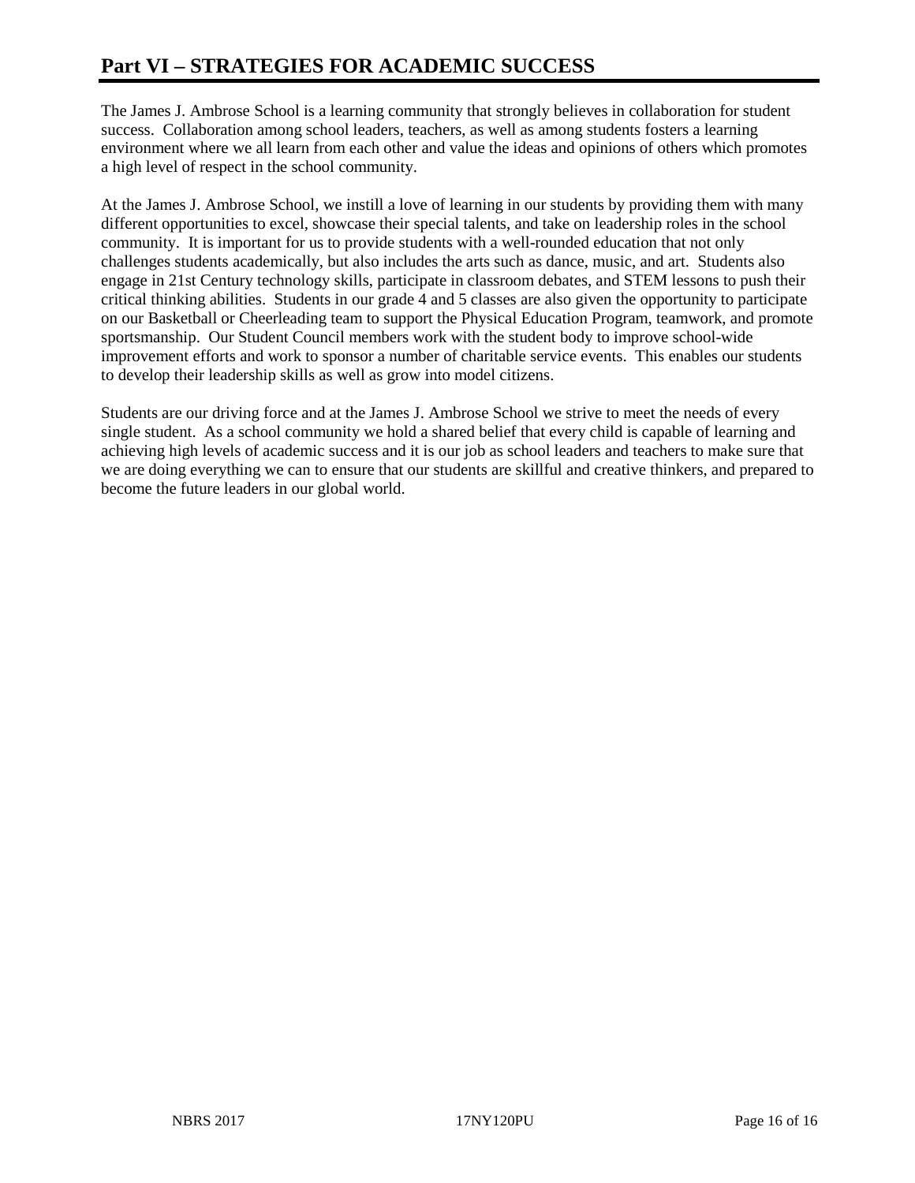# Part VI – STRATEGIES FOR ACADEMIC SUCCESS

The James J. Ambrose School is a learning community that strongly believes in collaboration for student success. Collaboration among school leaders, teachers, as well as among students fosters a learning environment where we all learn from each other and value the ideas and opinions of others which promotes a high level of respect in the school community.

At the James J. Ambrose School, we instill a love of learning in our students by providing them with many different opportunities to excel, showcase their special talents, and take on leadership roles in the school community. It is important for us to provide students with a well-rounded education that not only challenges students academically, but also includes the arts such as dance, music, and art. Students also engage in 21st Century technology skills, participate in classroom debates, and STEM lessons to push their critical thinking abilities. Students in our grade 4 and 5 classes are also given the opportunity to participate on our Basketball or Cheerleading team to support the Physical Education Program, teamwork, and promote sportsmanship. Our Student Council members work with the student body to improve school-wide improvement efforts and work to sponsor a number of charitable service events. This enables our students to develop their leadership skills as well as grow into model citizens.

Students are our driving force and at the James J. Ambrose School we strive to meet the needs of every single student. As a school community we hold a shared belief that every child is capable of learning and achieving high levels of academic success and it is our job as school leaders and teachers to make sure that we are doing everything we can to ensure that our students are skillful and creative thinkers, and prepared to become the future leaders in our global world.